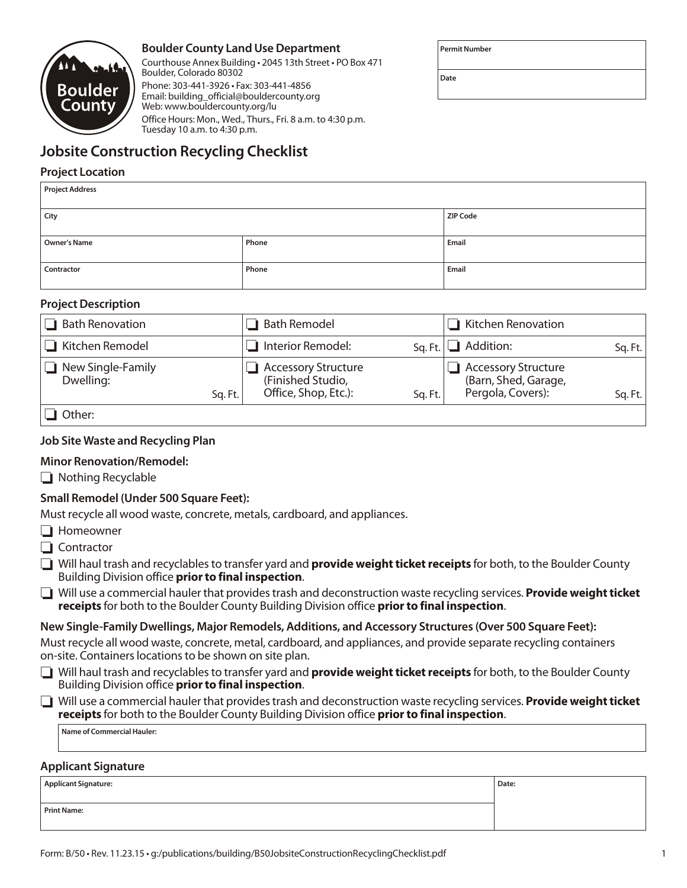**Boulder County Land Use Department**
Courthouse Annex Building • 2045 13th Street • PO Box 471
Boulder, Colorado 80302
Phone: 303-441-3926 • Fax: 303-441-4856
Email: building_official@bouldercounty.org
Web: www.bouldercounty.org/lu
Office Hours: Mon., Wed., Thurs., Fri. 8 a.m. to 4:30 p.m.
Tuesday 10 a.m. to 4:30 p.m.

| Permit Number |
|---|
| Date |

# Jobsite Construction Recycling Checklist

## Project Location

| Project Address | | |
|---|---|---|
| City | | ZIP Code |
| Owner's Name | Phone | Email |
| Contractor | Phone | Email |

## Project Description

| | | |
|---|---|---|
| ❑ Bath Renovation | ❑ Bath Remodel | ❑ Kitchen Renovation |
| ❑ Kitchen Remodel | ❑ Interior Remodel: Sq. Ft. | ❑ Addition: Sq. Ft. |
| ❑ New Single-Family Dwelling: Sq. Ft. | ❑ Accessory Structure (Finished Studio, Office, Shop, Etc.): Sq. Ft. | ❑ Accessory Structure (Barn, Shed, Garage, Pergola, Covers): Sq. Ft. |
| ❑ Other: | | |

### Job Site Waste and Recycling Plan

**Minor Renovation/Remodel:**

❑ Nothing Recyclable

**Small Remodel (Under 500 Square Feet):**

Must recycle all wood waste, concrete, metals, cardboard, and appliances.

❑ Homeowner

❑ Contractor

❑ Will haul trash and recyclables to transfer yard and **provide weight ticket receipts** for both, to the Boulder County Building Division office **prior to final inspection**.

❑ Will use a commercial hauler that provides trash and deconstruction waste recycling services. **Provide weight ticket receipts** for both to the Boulder County Building Division office **prior to final inspection**.

**New Single-Family Dwellings, Major Remodels, Additions, and Accessory Structures (Over 500 Square Feet):**

Must recycle all wood waste, concrete, metal, cardboard, and appliances, and provide separate recycling containers on-site. Containers locations to be shown on site plan.

❑ Will haul trash and recyclables to transfer yard and **provide weight ticket receipts** for both, to the Boulder County Building Division office **prior to final inspection**.

❑ Will use a commercial hauler that provides trash and deconstruction waste recycling services. **Provide weight ticket receipts** for both to the Boulder County Building Division office **prior to final inspection**.

| Name of Commercial Hauler: |
|---|

## Applicant Signature

| Applicant Signature: | Date: |
|---|---|
| Print Name: | |

Form: B/50 • Rev. 11.23.15 • g:/publications/building/B50JobsiteConstructionRecyclingChecklist.pdf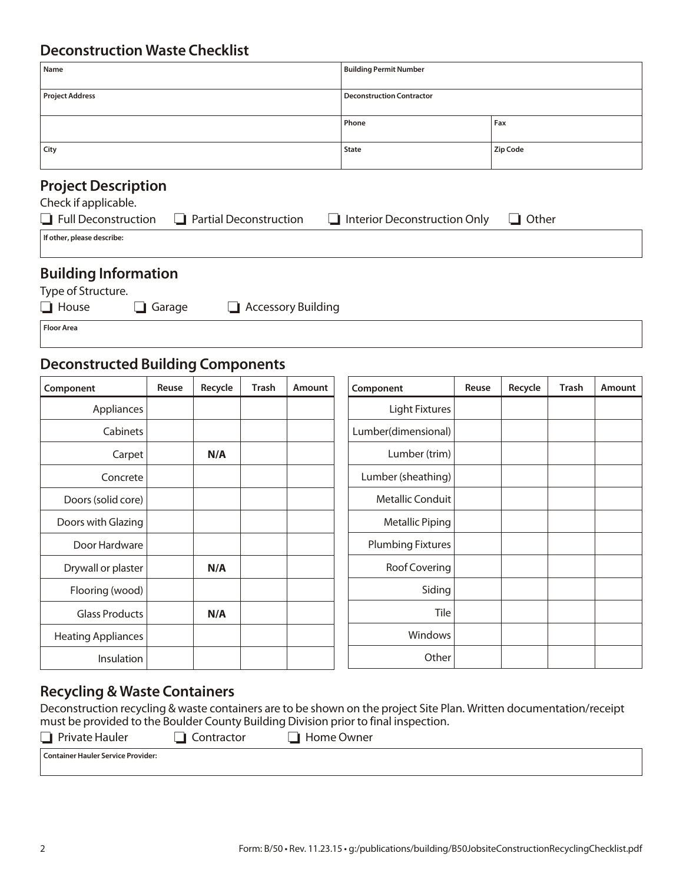## Deconstruction Waste Checklist

| | | |
|---|---|---|
| **Name** | **Building Permit Number** | |
| **Project Address** | **Deconstruction Contractor** | |
| | **Phone** | **Fax** |
| **City** | **State** | **Zip Code** |

## Project Description

Check if applicable.

❑ Full Deconstruction ❑ Partial Deconstruction ❑ Interior Deconstruction Only ❑ Other

**If other, please describe:**

## Building Information

Type of Structure.

❑ House ❑ Garage ❑ Accessory Building

**Floor Area**

## Deconstructed Building Components

| Component | Reuse | Recycle | Trash | Amount |
|---|---|---|---|---|
| Appliances | | | | |
| Cabinets | | | | |
| Carpet | | **N/A** | | |
| Concrete | | | | |
| Doors (solid core) | | | | |
| Doors with Glazing | | | | |
| Door Hardware | | | | |
| Drywall or plaster | | **N/A** | | |
| Flooring (wood) | | | | |
| Glass Products | | **N/A** | | |
| Heating Appliances | | | | |
| Insulation | | | | |

| Component | Reuse | Recycle | Trash | Amount |
|---|---|---|---|---|
| Light Fixtures | | | | |
| Lumber(dimensional) | | | | |
| Lumber (trim) | | | | |
| Lumber (sheathing) | | | | |
| Metallic Conduit | | | | |
| Metallic Piping | | | | |
| Plumbing Fixtures | | | | |
| Roof Covering | | | | |
| Siding | | | | |
| Tile | | | | |
| Windows | | | | |
| Other | | | | |

## Recycling & Waste Containers

Deconstruction recycling & waste containers are to be shown on the project Site Plan. Written documentation/receipt must be provided to the Boulder County Building Division prior to final inspection.

❑ Private Hauler ❑ Contractor ❑ Home Owner

**Container Hauler Service Provider:**

Form: B/50 • Rev. 11.23.15 • g:/publications/building/B50JobsiteConstructionRecyclingChecklist.pdf